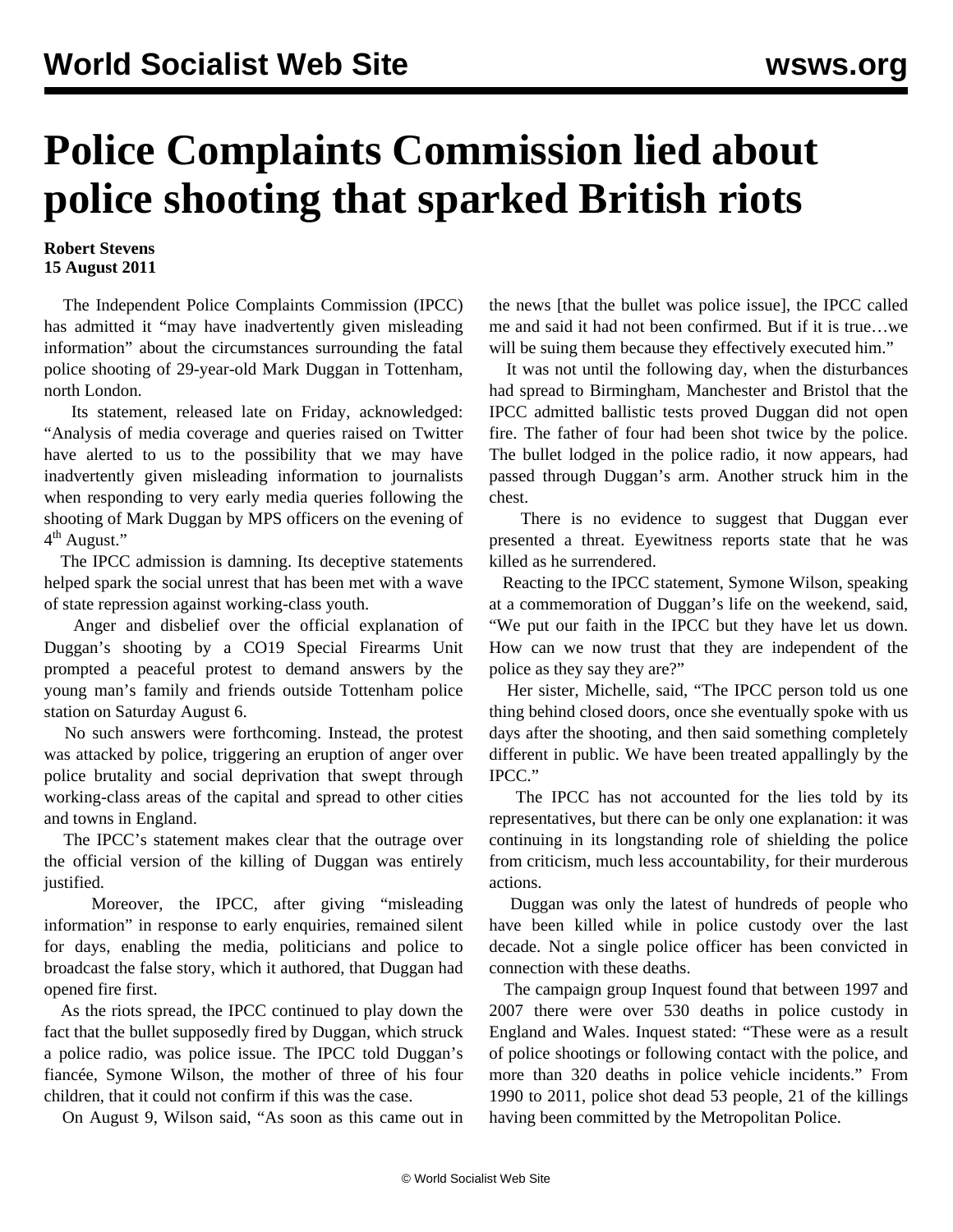# Police Complaints Commission lied about police shooting that sparked British riots

**Robert Stevens**
**15 August 2011**

The Independent Police Complaints Commission (IPCC) has admitted it "may have inadvertently given misleading information" about the circumstances surrounding the fatal police shooting of 29-year-old Mark Duggan in Tottenham, north London.

Its statement, released late on Friday, acknowledged: "Analysis of media coverage and queries raised on Twitter have alerted to us to the possibility that we may have inadvertently given misleading information to journalists when responding to very early media queries following the shooting of Mark Duggan by MPS officers on the evening of 4th August."

The IPCC admission is damning. Its deceptive statements helped spark the social unrest that has been met with a wave of state repression against working-class youth.

Anger and disbelief over the official explanation of Duggan's shooting by a CO19 Special Firearms Unit prompted a peaceful protest to demand answers by the young man's family and friends outside Tottenham police station on Saturday August 6.

No such answers were forthcoming. Instead, the protest was attacked by police, triggering an eruption of anger over police brutality and social deprivation that swept through working-class areas of the capital and spread to other cities and towns in England.

The IPCC's statement makes clear that the outrage over the official version of the killing of Duggan was entirely justified.

Moreover, the IPCC, after giving "misleading information" in response to early enquiries, remained silent for days, enabling the media, politicians and police to broadcast the false story, which it authored, that Duggan had opened fire first.

As the riots spread, the IPCC continued to play down the fact that the bullet supposedly fired by Duggan, which struck a police radio, was police issue. The IPCC told Duggan's fiancée, Symone Wilson, the mother of three of his four children, that it could not confirm if this was the case.

On August 9, Wilson said, "As soon as this came out in the news [that the bullet was police issue], the IPCC called me and said it had not been confirmed. But if it is true…we will be suing them because they effectively executed him."

It was not until the following day, when the disturbances had spread to Birmingham, Manchester and Bristol that the IPCC admitted ballistic tests proved Duggan did not open fire. The father of four had been shot twice by the police. The bullet lodged in the police radio, it now appears, had passed through Duggan's arm. Another struck him in the chest.

There is no evidence to suggest that Duggan ever presented a threat. Eyewitness reports state that he was killed as he surrendered.

Reacting to the IPCC statement, Symone Wilson, speaking at a commemoration of Duggan's life on the weekend, said, "We put our faith in the IPCC but they have let us down. How can we now trust that they are independent of the police as they say they are?"

Her sister, Michelle, said, "The IPCC person told us one thing behind closed doors, once she eventually spoke with us days after the shooting, and then said something completely different in public. We have been treated appallingly by the IPCC."

The IPCC has not accounted for the lies told by its representatives, but there can be only one explanation: it was continuing in its longstanding role of shielding the police from criticism, much less accountability, for their murderous actions.

Duggan was only the latest of hundreds of people who have been killed while in police custody over the last decade. Not a single police officer has been convicted in connection with these deaths.

The campaign group Inquest found that between 1997 and 2007 there were over 530 deaths in police custody in England and Wales. Inquest stated: "These were as a result of police shootings or following contact with the police, and more than 320 deaths in police vehicle incidents." From 1990 to 2011, police shot dead 53 people, 21 of the killings having been committed by the Metropolitan Police.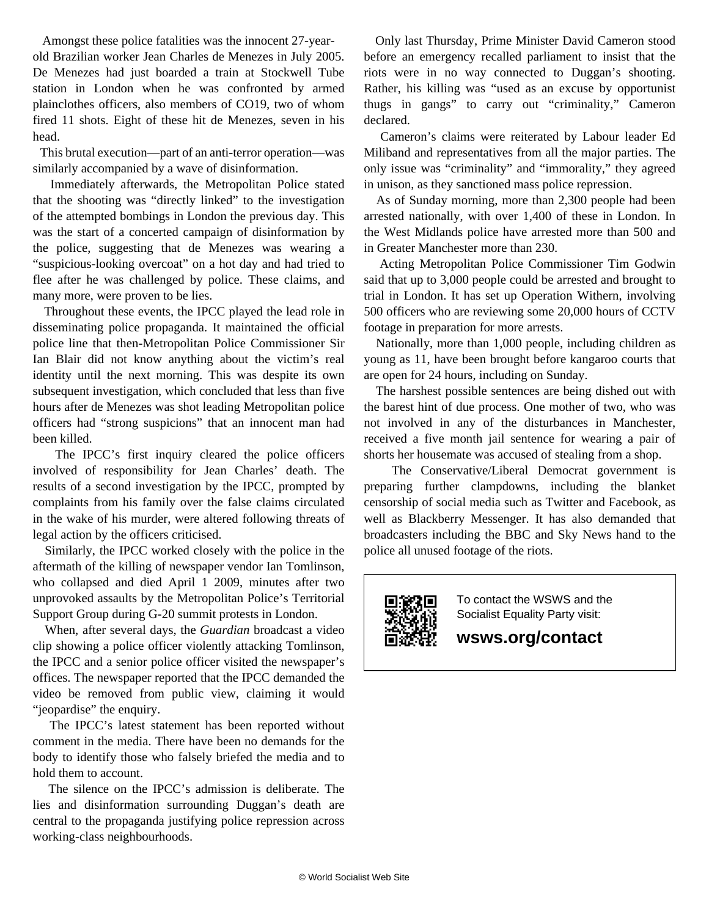Amongst these police fatalities was the innocent 27-year-old Brazilian worker Jean Charles de Menezes in July 2005. De Menezes had just boarded a train at Stockwell Tube station in London when he was confronted by armed plainclothes officers, also members of CO19, two of whom fired 11 shots. Eight of these hit de Menezes, seven in his head.

This brutal execution—part of an anti-terror operation—was similarly accompanied by a wave of disinformation.

Immediately afterwards, the Metropolitan Police stated that the shooting was "directly linked" to the investigation of the attempted bombings in London the previous day. This was the start of a concerted campaign of disinformation by the police, suggesting that de Menezes was wearing a "suspicious-looking overcoat" on a hot day and had tried to flee after he was challenged by police. These claims, and many more, were proven to be lies.

Throughout these events, the IPCC played the lead role in disseminating police propaganda. It maintained the official police line that then-Metropolitan Police Commissioner Sir Ian Blair did not know anything about the victim's real identity until the next morning. This was despite its own subsequent investigation, which concluded that less than five hours after de Menezes was shot leading Metropolitan police officers had "strong suspicions" that an innocent man had been killed.

The IPCC's first inquiry cleared the police officers involved of responsibility for Jean Charles' death. The results of a second investigation by the IPCC, prompted by complaints from his family over the false claims circulated in the wake of his murder, were altered following threats of legal action by the officers criticised.

Similarly, the IPCC worked closely with the police in the aftermath of the killing of newspaper vendor Ian Tomlinson, who collapsed and died April 1 2009, minutes after two unprovoked assaults by the Metropolitan Police's Territorial Support Group during G-20 summit protests in London.

When, after several days, the *Guardian* broadcast a video clip showing a police officer violently attacking Tomlinson, the IPCC and a senior police officer visited the newspaper's offices. The newspaper reported that the IPCC demanded the video be removed from public view, claiming it would "jeopardise" the enquiry.

The IPCC's latest statement has been reported without comment in the media. There have been no demands for the body to identify those who falsely briefed the media and to hold them to account.

The silence on the IPCC's admission is deliberate. The lies and disinformation surrounding Duggan's death are central to the propaganda justifying police repression across working-class neighbourhoods.

Only last Thursday, Prime Minister David Cameron stood before an emergency recalled parliament to insist that the riots were in no way connected to Duggan's shooting. Rather, his killing was "used as an excuse by opportunist thugs in gangs" to carry out "criminality," Cameron declared.

Cameron's claims were reiterated by Labour leader Ed Miliband and representatives from all the major parties. The only issue was "criminality" and "immorality," they agreed in unison, as they sanctioned mass police repression.

As of Sunday morning, more than 2,300 people had been arrested nationally, with over 1,400 of these in London. In the West Midlands police have arrested more than 500 and in Greater Manchester more than 230.

Acting Metropolitan Police Commissioner Tim Godwin said that up to 3,000 people could be arrested and brought to trial in London. It has set up Operation Withern, involving 500 officers who are reviewing some 20,000 hours of CCTV footage in preparation for more arrests.

Nationally, more than 1,000 people, including children as young as 11, have been brought before kangaroo courts that are open for 24 hours, including on Sunday.

The harshest possible sentences are being dished out with the barest hint of due process. One mother of two, who was not involved in any of the disturbances in Manchester, received a five month jail sentence for wearing a pair of shorts her housemate was accused of stealing from a shop.

The Conservative/Liberal Democrat government is preparing further clampdowns, including the blanket censorship of social media such as Twitter and Facebook, as well as Blackberry Messenger. It has also demanded that broadcasters including the BBC and Sky News hand to the police all unused footage of the riots.

To contact the WSWS and the Socialist Equality Party visit:

**wsws.org/contact**